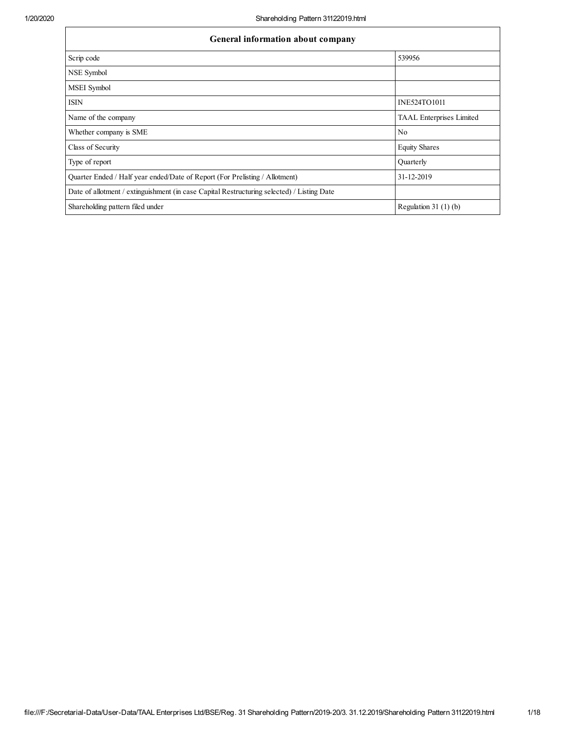| General information about company | |
|---|---|
| Scrip code | 539956 |
| NSE Symbol | |
| MSEI Symbol | |
| ISIN | INE524TO1011 |
| Name of the company | TAAL Enterprises Limited |
| Whether company is SME | No |
| Class of Security | Equity Shares |
| Type of report | Quarterly |
| Quarter Ended / Half year ended/Date of Report (For Prelisting / Allotment) | 31-12-2019 |
| Date of allotment / extinguishment (in case Capital Restructuring selected) / Listing Date | |
| Shareholding pattern filed under | Regulation 31 (1) (b) |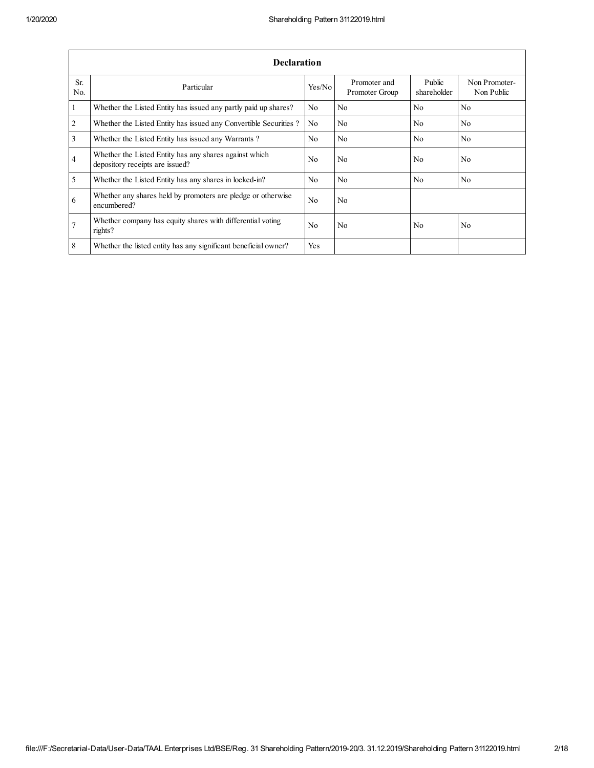| Declaration | | | | | |
|---|---|---|---|---|---|
| Sr. No. | Particular | Yes/No | Promoter and Promoter Group | Public shareholder | Non Promoter- Non Public |
| 1 | Whether the Listed Entity has issued any partly paid up shares? | No | No | No | No |
| 2 | Whether the Listed Entity has issued any Convertible Securities ? | No | No | No | No |
| 3 | Whether the Listed Entity has issued any Warrants ? | No | No | No | No |
| 4 | Whether the Listed Entity has any shares against which depository receipts are issued? | No | No | No | No |
| 5 | Whether the Listed Entity has any shares in locked-in? | No | No | No | No |
| 6 | Whether any shares held by promoters are pledge or otherwise encumbered? | No | No | | |
| 7 | Whether company has equity shares with differential voting rights? | No | No | No | No |
| 8 | Whether the listed entity has any significant beneficial owner? | Yes | | | |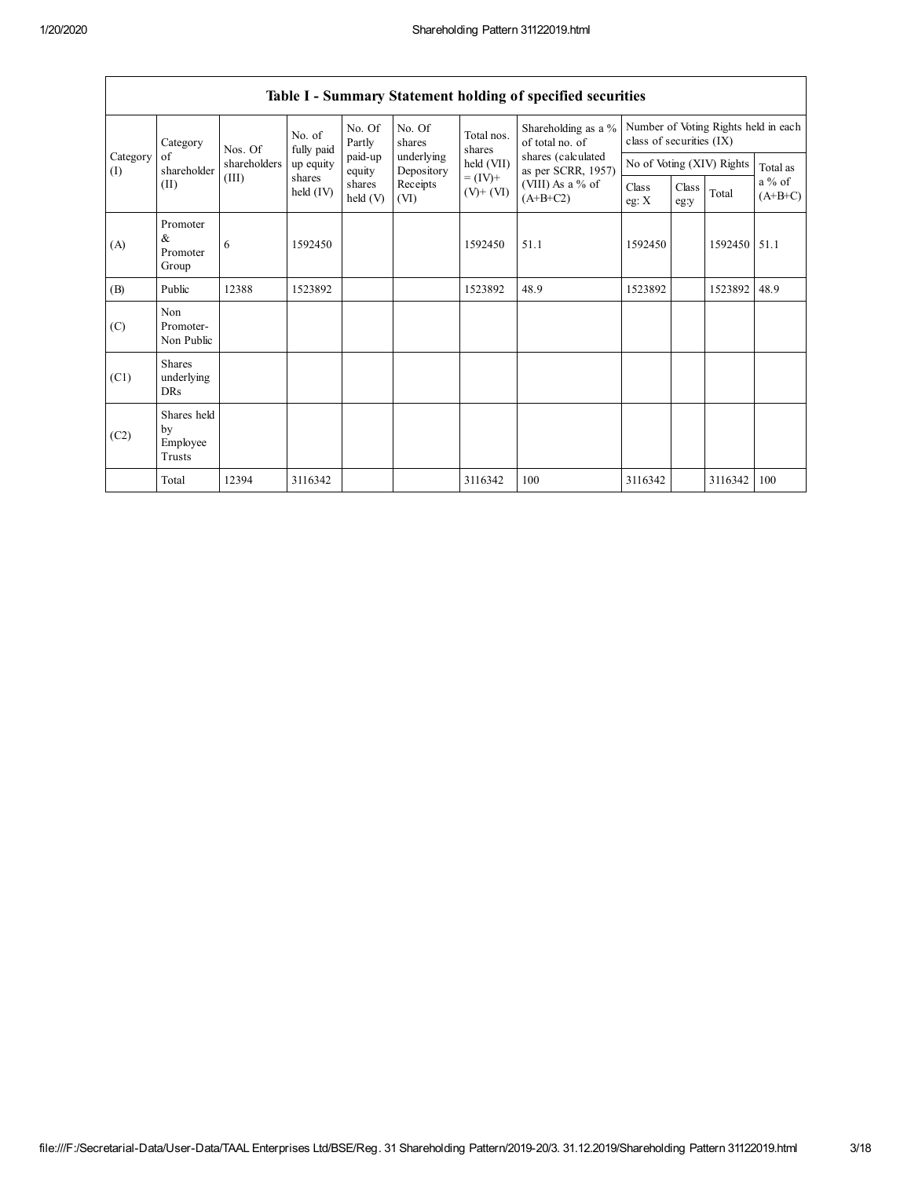| Table I - Summary Statement holding of specified securities | | | | | | | | | | | | |
|---|---|---|---|---|---|---|---|---|---|---|---|---|
| Category (I) | Category of shareholder (II) | Nos. Of shareholders (III) | No. of fully paid up equity shares held (IV) | No. Of Partly paid-up equity shares held (V) | No. Of shares underlying Depository Receipts (VI) | Total nos. shares held (VII) = (IV)+ (V)+ (VI) | Shareholding as a % of total no. of shares (calculated as per SCRR, 1957) (VIII) As a % of (A+B+C2) | Number of Voting Rights held in each class of securities (IX) | | | |
| | | | | | | | | No of Voting (XIV) Rights | | | Total as a % of (A+B+C) |
| | | | | | | | | Class eg: X | Class eg:y | Total | |
| (A) | Promoter & Promoter Group | 6 | 1592450 | | | 1592450 | 51.1 | 1592450 | | 1592450 | 51.1 |
| (B) | Public | 12388 | 1523892 | | | 1523892 | 48.9 | 1523892 | | 1523892 | 48.9 |
| (C) | Non Promoter- Non Public | | | | | | | | | | |
| (C1) | Shares underlying DRs | | | | | | | | | | |
| (C2) | Shares held by Employee Trusts | | | | | | | | | | |
| | Total | 12394 | 3116342 | | | 3116342 | 100 | 3116342 | | 3116342 | 100 |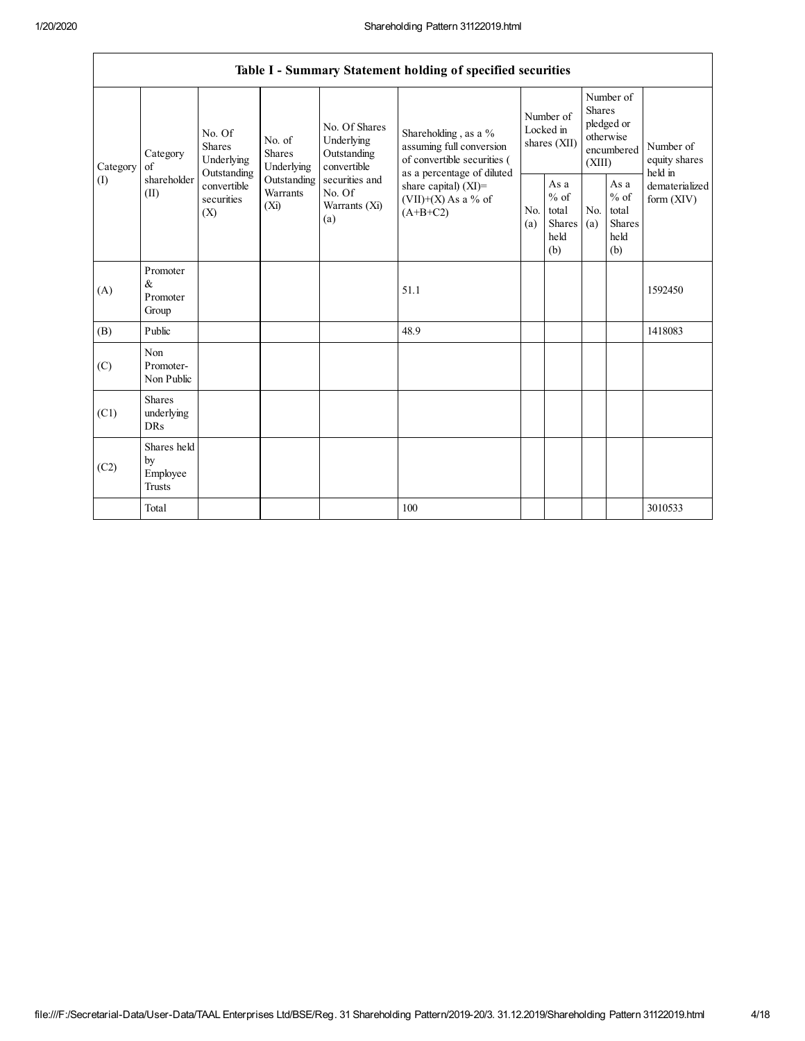| Table I - Summary Statement holding of specified securities | | | | | | | | | | |
|---|---|---|---|---|---|---|---|---|---|---|
| Category (I) | Category of shareholder (II) | No. Of Shares Underlying Outstanding convertible securities (X) | No. of Shares Underlying Outstanding Warrants (Xi) | No. Of Shares Underlying Outstanding convertible securities and No. Of Warrants (Xi) (a) | Shareholding , as a % assuming full conversion of convertible securities ( as a percentage of diluted share capital) (XI)= (VII)+(X) As a % of (A+B+C2) | Number of Locked in shares (XII) | | Number of Shares pledged or otherwise encumbered (XIII) | | Number of equity shares held in dematerialized form (XIV) |
| | | | | | | No. (a) | As a % of total Shares held (b) | No. (a) | As a % of total Shares held (b) | |
| (A) | Promoter & Promoter Group | | | | 51.1 | | | | | 1592450 |
| (B) | Public | | | | 48.9 | | | | | 1418083 |
| (C) | Non Promoter- Non Public | | | | | | | | | |
| (C1) | Shares underlying DRs | | | | | | | | | |
| (C2) | Shares held by Employee Trusts | | | | | | | | | |
| | Total | | | | 100 | | | | | 3010533 |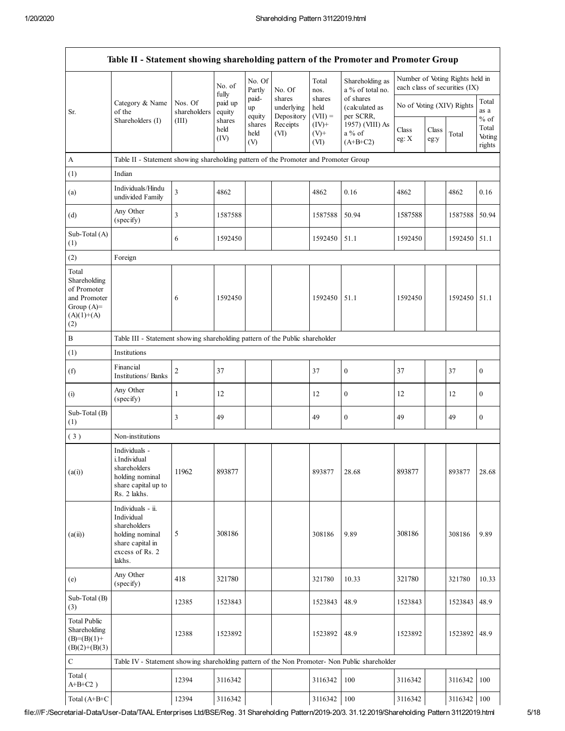| Table II - Statement showing shareholding pattern of the Promoter and Promoter Group | | | | | | | | | | | |
|---|---|---|---|---|---|---|---|---|---|---|---|
| Sr. | Category & Name of the Shareholders (I) | Nos. Of shareholders (III) | No. of fully paid up equity shares held (IV) | No. Of Partly paid-up equity shares held (V) | No. Of shares underlying Depository Receipts (VI) | Total nos. shares held (VII) = (IV)+ (V)+ (VI) | Shareholding as a % of total no. of shares (calculated as per SCRR, 1957) (VIII) As a % of (A+B+C2) | Number of Voting Rights held in each class of securities (IX) | | | |
| | | | | | | | | No of Voting (XIV) Rights | | | Total as a % of Total Voting rights |
| | | | | | | | | Class eg: X | Class eg:y | Total | |
| A | Table II - Statement showing shareholding pattern of the Promoter and Promoter Group | | | | | | | | | | |
| (1) | Indian | | | | | | | | | | |
| (a) | Individuals/Hindu undivided Family | 3 | 4862 | | | 4862 | 0.16 | 4862 | | 4862 | 0.16 |
| (d) | Any Other (specify) | 3 | 1587588 | | | 1587588 | 50.94 | 1587588 | | 1587588 | 50.94 |
| Sub-Total (A) (1) | | 6 | 1592450 | | | 1592450 | 51.1 | 1592450 | | 1592450 | 51.1 |
| (2) | Foreign | | | | | | | | | | |
| Total Shareholding of Promoter and Promoter Group (A)= (A)(1)+(A)(2) | | 6 | 1592450 | | | 1592450 | 51.1 | 1592450 | | 1592450 | 51.1 |
| B | Table III - Statement showing shareholding pattern of the Public shareholder | | | | | | | | | | |
| (1) | Institutions | | | | | | | | | | |
| (f) | Financial Institutions/ Banks | 2 | 37 | | | 37 | 0 | 37 | | 37 | 0 |
| (i) | Any Other (specify) | 1 | 12 | | | 12 | 0 | 12 | | 12 | 0 |
| Sub-Total (B) (1) | | 3 | 49 | | | 49 | 0 | 49 | | 49 | 0 |
| (3) | Non-institutions | | | | | | | | | | |
| (a(i)) | Individuals - i.Individual shareholders holding nominal share capital up to Rs. 2 lakhs. | 11962 | 893877 | | | 893877 | 28.68 | 893877 | | 893877 | 28.68 |
| (a(ii)) | Individuals - ii. Individual shareholders holding nominal share capital in excess of Rs. 2 lakhs. | 5 | 308186 | | | 308186 | 9.89 | 308186 | | 308186 | 9.89 |
| (e) | Any Other (specify) | 418 | 321780 | | | 321780 | 10.33 | 321780 | | 321780 | 10.33 |
| Sub-Total (B) (3) | | 12385 | 1523843 | | | 1523843 | 48.9 | 1523843 | | 1523843 | 48.9 |
| Total Public Shareholding (B)=(B)(1)+(B)(2)+(B)(3) | | 12388 | 1523892 | | | 1523892 | 48.9 | 1523892 | | 1523892 | 48.9 |
| C | Table IV - Statement showing shareholding pattern of the Non Promoter- Non Public shareholder | | | | | | | | | | |
| Total ( A+B+C2 ) | | 12394 | 3116342 | | | 3116342 | 100 | 3116342 | | 3116342 | 100 |
| Total (A+B+C | | 12394 | 3116342 | | | 3116342 | 100 | 3116342 | | 3116342 | 100 |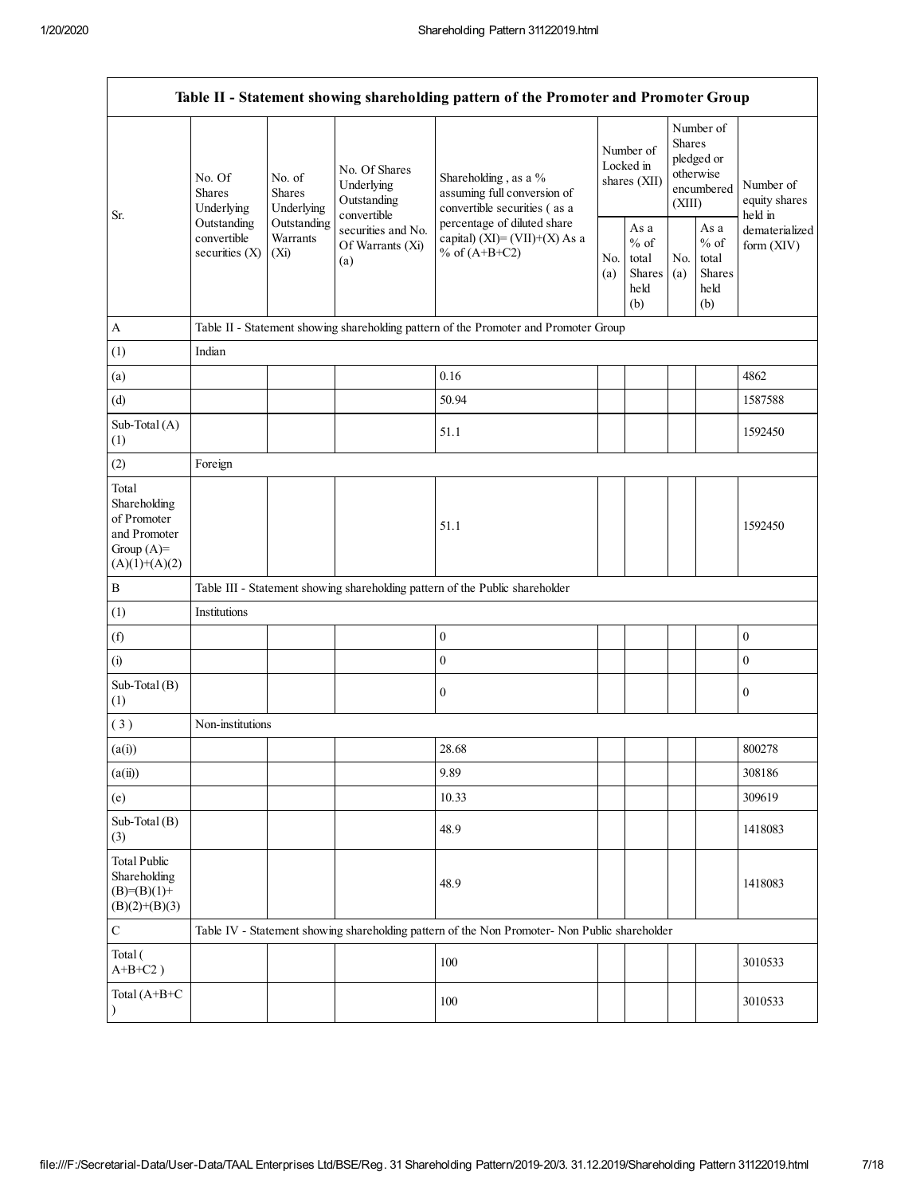| Table II - Statement showing shareholding pattern of the Promoter and Promoter Group | | | | | | | | | |
|---|---|---|---|---|---|---|---|---|---|
| Sr. | No. Of Shares Underlying Outstanding convertible securities (X) | No. of Shares Underlying Outstanding Warrants (Xi) | No. Of Shares Underlying Outstanding convertible securities and No. Of Warrants (Xi) (a) | Shareholding , as a % assuming full conversion of convertible securities ( as a percentage of diluted share capital) (XI)= (VII)+(X) As a % of (A+B+C2) | Number of Locked in shares (XII) | | Number of Shares pledged or otherwise encumbered (XIII) | | Number of equity shares held in dematerialized form (XIV) |
| | | | | | No. (a) | As a % of total Shares held (b) | No. (a) | As a % of total Shares held (b) | |
| A | Table II - Statement showing shareholding pattern of the Promoter and Promoter Group | | | | | | | | |
| (1) | Indian | | | | | | | | |
| (a) | | | | 0.16 | | | | | 4862 |
| (d) | | | | 50.94 | | | | | 1587588 |
| Sub-Total (A)(1) | | | | 51.1 | | | | | 1592450 |
| (2) | Foreign | | | | | | | | |
| Total Shareholding of Promoter and Promoter Group (A)=(A)(1)+(A)(2) | | | | 51.1 | | | | | 1592450 |
| B | Table III - Statement showing shareholding pattern of the Public shareholder | | | | | | | | |
| (1) | Institutions | | | | | | | | |
| (f) | | | | 0 | | | | | 0 |
| (i) | | | | 0 | | | | | 0 |
| Sub-Total (B)(1) | | | | 0 | | | | | 0 |
| ( 3 ) | Non-institutions | | | | | | | | |
| (a(i)) | | | | 28.68 | | | | | 800278 |
| (a(ii)) | | | | 9.89 | | | | | 308186 |
| (e) | | | | 10.33 | | | | | 309619 |
| Sub-Total (B)(3) | | | | 48.9 | | | | | 1418083 |
| Total Public Shareholding (B)=(B)(1)+(B)(2)+(B)(3) | | | | 48.9 | | | | | 1418083 |
| C | Table IV - Statement showing shareholding pattern of the Non Promoter- Non Public shareholder | | | | | | | | |
| Total ( A+B+C2 ) | | | | 100 | | | | | 3010533 |
| Total (A+B+C ) | | | | 100 | | | | | 3010533 |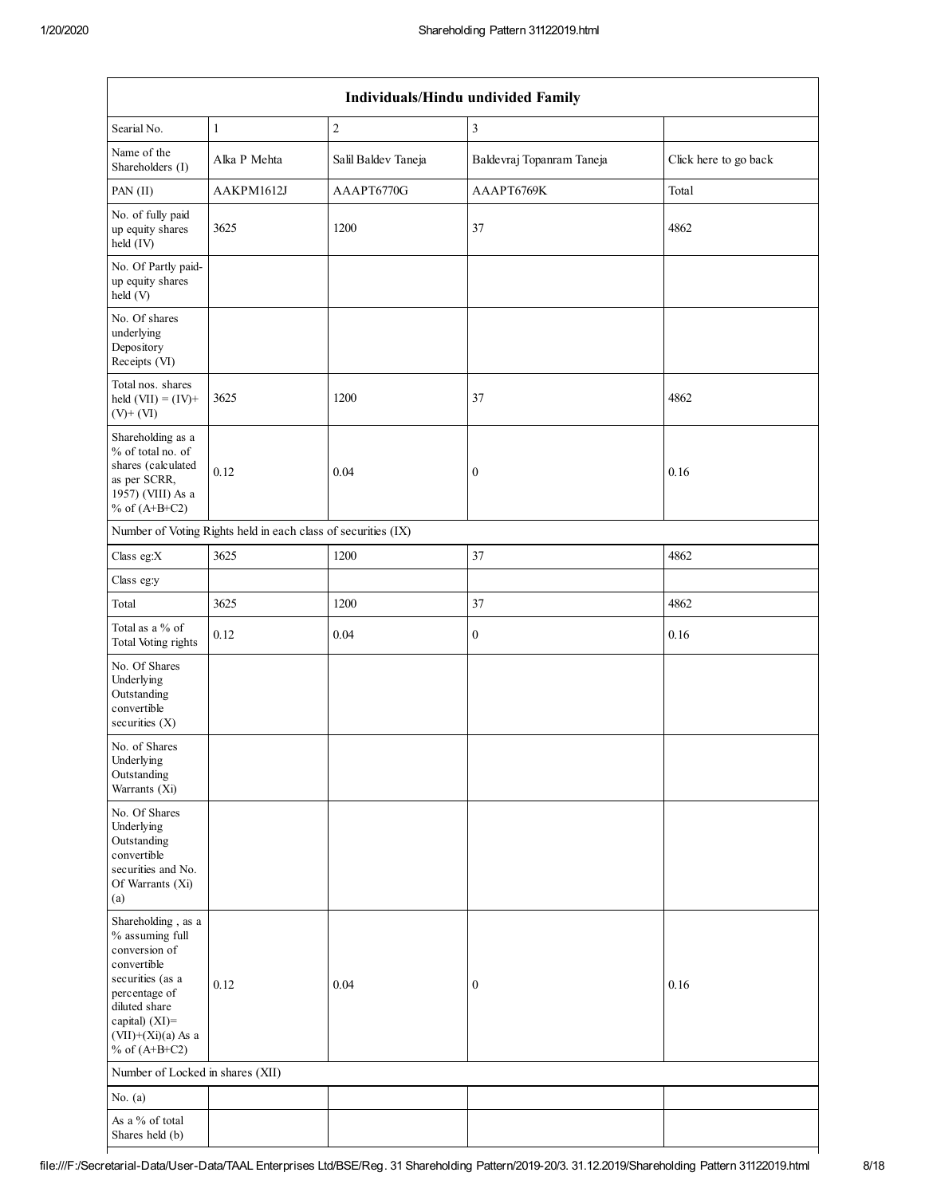| Individuals/Hindu undivided Family | | | | |
|---|---|---|---|---|
| Searial No. | 1 | 2 | 3 | |
| Name of the Shareholders (I) | Alka P Mehta | Salil Baldev Taneja | Baldevraj Topanram Taneja | Click here to go back |
| PAN (II) | AAKPM1612J | AAAPT6770G | AAAPT6769K | Total |
| No. of fully paid up equity shares held (IV) | 3625 | 1200 | 37 | 4862 |
| No. Of Partly paid-up equity shares held (V) | | | | |
| No. Of shares underlying Depository Receipts (VI) | | | | |
| Total nos. shares held (VII) = (IV)+ (V)+ (VI) | 3625 | 1200 | 37 | 4862 |
| Shareholding as a % of total no. of shares (calculated as per SCRR, 1957) (VIII) As a % of (A+B+C2) | 0.12 | 0.04 | 0 | 0.16 |
| Number of Voting Rights held in each class of securities (IX) | | | | |
| Class eg:X | 3625 | 1200 | 37 | 4862 |
| Class eg:y | | | | |
| Total | 3625 | 1200 | 37 | 4862 |
| Total as a % of Total Voting rights | 0.12 | 0.04 | 0 | 0.16 |
| No. Of Shares Underlying Outstanding convertible securities (X) | | | | |
| No. of Shares Underlying Outstanding Warrants (Xi) | | | | |
| No. Of Shares Underlying Outstanding convertible securities and No. Of Warrants (Xi) (a) | | | | |
| Shareholding , as a % assuming full conversion of convertible securities (as a percentage of diluted share capital) (XI)= (VII)+(Xi)(a) As a % of (A+B+C2) | 0.12 | 0.04 | 0 | 0.16 |
| Number of Locked in shares (XII) | | | | |
| No. (a) | | | | |
| As a % of total Shares held (b) | | | | |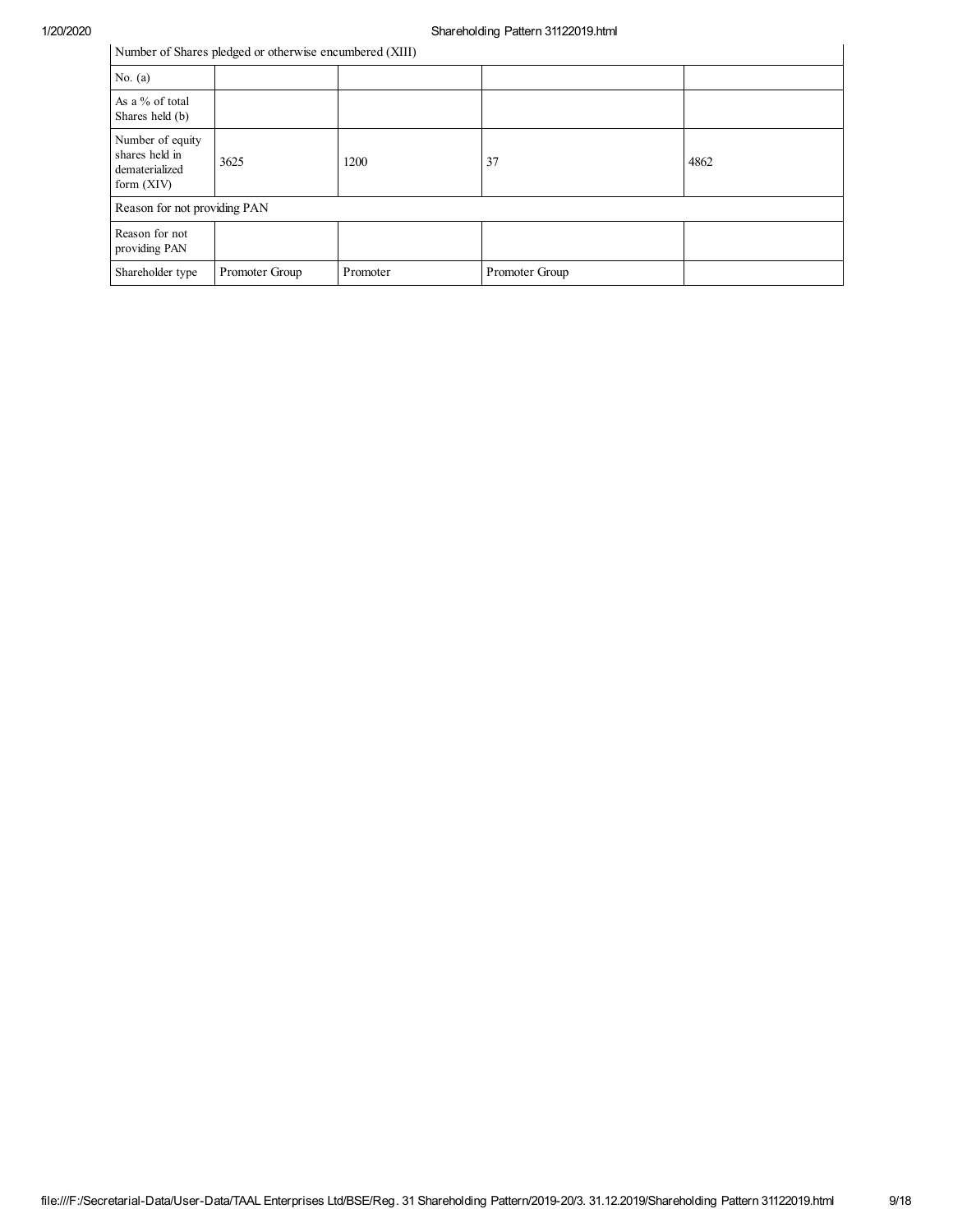| Number of Shares pledged or otherwise encumbered (XIII) | | | | |
|---|---|---|---|---|
| No. (a) | | | | |
| As a % of total Shares held (b) | | | | |
| Number of equity shares held in dematerialized form (XIV) | 3625 | 1200 | 37 | 4862 |
| Reason for not providing PAN | | | | |
| Reason for not providing PAN | | | | |
| Shareholder type | Promoter Group | Promoter | Promoter Group | |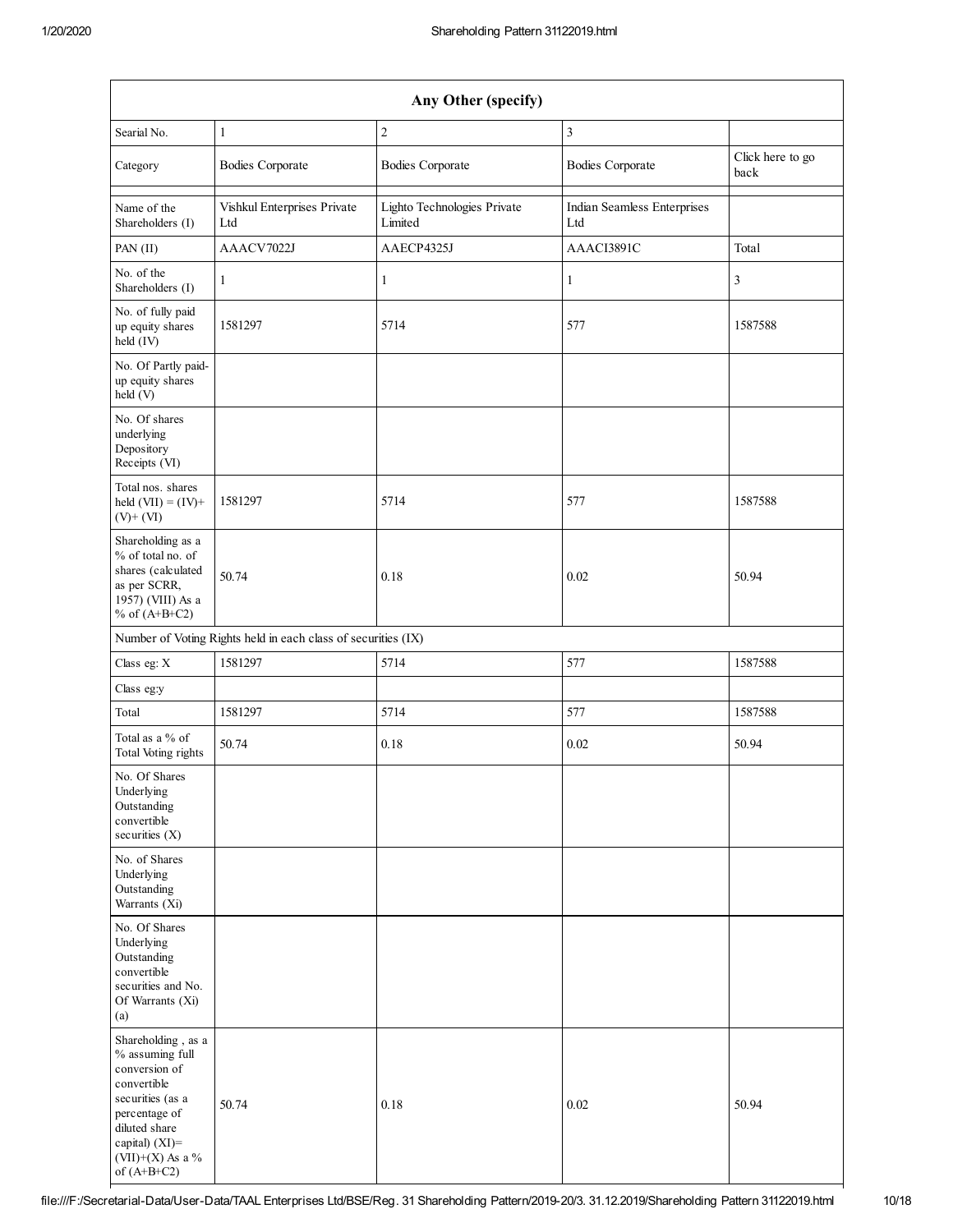| Any Other (specify) | | | | |
|---|---|---|---|---|
| Searial No. | 1 | 2 | 3 | |
| Category | Bodies Corporate | Bodies Corporate | Bodies Corporate | Click here to go back |
| Name of the Shareholders (I) | Vishkul Enterprises Private Ltd | Lighto Technologies Private Limited | Indian Seamless Enterprises Ltd | |
| PAN (II) | AAACV7022J | AAECP4325J | AAACI3891C | Total |
| No. of the Shareholders (I) | 1 | 1 | 1 | 3 |
| No. of fully paid up equity shares held (IV) | 1581297 | 5714 | 577 | 1587588 |
| No. Of Partly paid-up equity shares held (V) | | | | |
| No. Of shares underlying Depository Receipts (VI) | | | | |
| Total nos. shares held (VII) = (IV)+ (V)+ (VI) | 1581297 | 5714 | 577 | 1587588 |
| Shareholding as a % of total no. of shares (calculated as per SCRR, 1957) (VIII) As a % of (A+B+C2) | 50.74 | 0.18 | 0.02 | 50.94 |
| Number of Voting Rights held in each class of securities (IX) | | | | |
| Class eg: X | 1581297 | 5714 | 577 | 1587588 |
| Class eg:y | | | | |
| Total | 1581297 | 5714 | 577 | 1587588 |
| Total as a % of Total Voting rights | 50.74 | 0.18 | 0.02 | 50.94 |
| No. Of Shares Underlying Outstanding convertible securities (X) | | | | |
| No. of Shares Underlying Outstanding Warrants (Xi) | | | | |
| No. Of Shares Underlying Outstanding convertible securities and No. Of Warrants (Xi) (a) | | | | |
| Shareholding , as a % assuming full conversion of convertible securities (as a percentage of diluted share capital) (XI)= (VII)+(X) As a % of (A+B+C2) | 50.74 | 0.18 | 0.02 | 50.94 |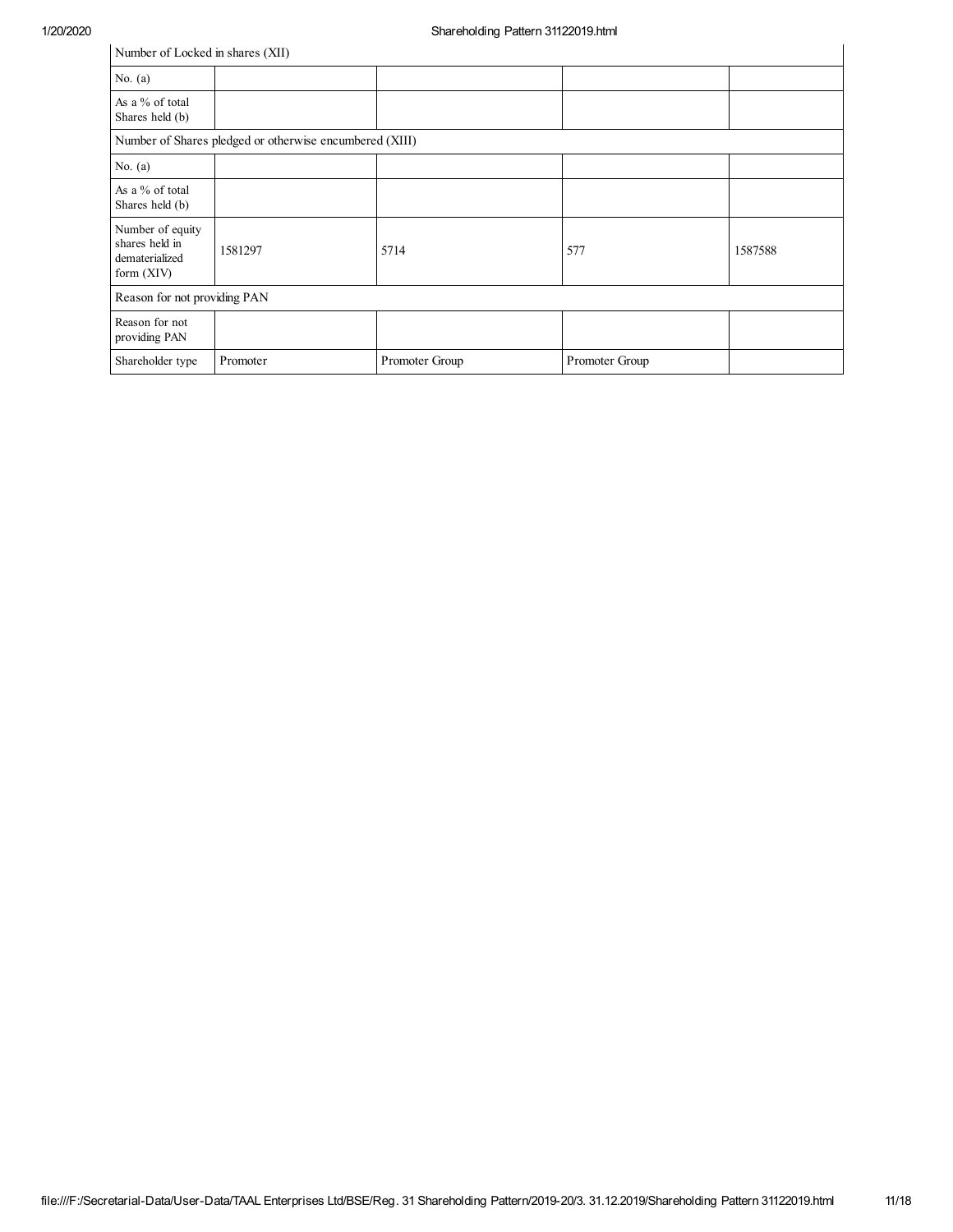| Number of Locked in shares (XII) | | | | |
|---|---|---|---|---|
| No. (a) | | | | |
| As a % of total Shares held (b) | | | | |
| Number of Shares pledged or otherwise encumbered (XIII) | | | | |
| No. (a) | | | | |
| As a % of total Shares held (b) | | | | |
| Number of equity shares held in dematerialized form (XIV) | 1581297 | 5714 | 577 | 1587588 |
| Reason for not providing PAN | | | | |
| Reason for not providing PAN | | | | |
| Shareholder type | Promoter | Promoter Group | Promoter Group | |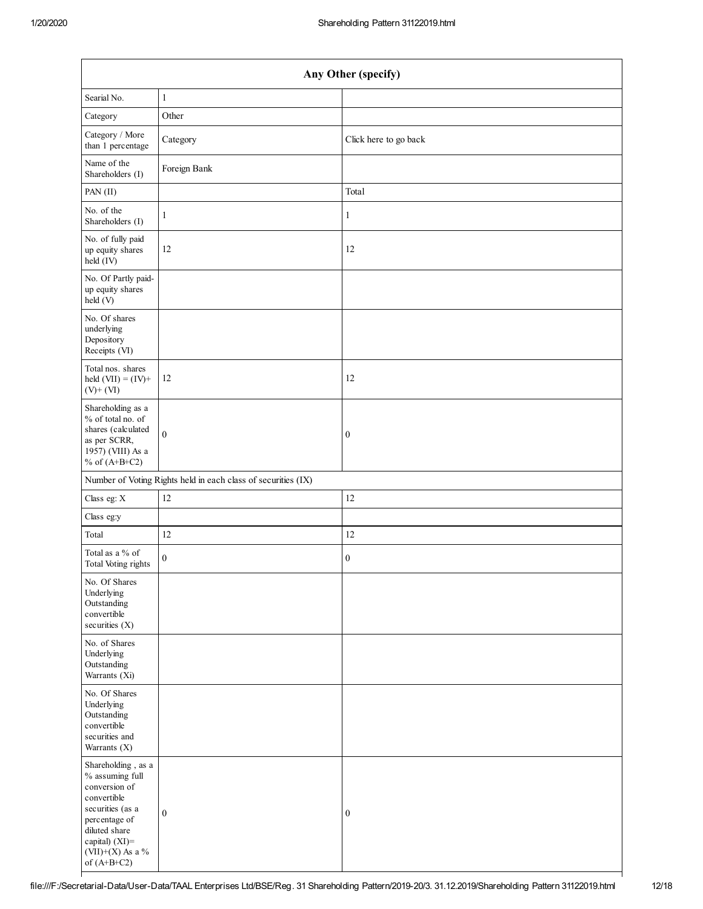| Any Other (specify) | | |
|---|---|---|
| Searial No. | 1 | |
| Category | Other | |
| Category / More than 1 percentage | Category | Click here to go back |
| Name of the Shareholders (I) | Foreign Bank | |
| PAN (II) | | Total |
| No. of the Shareholders (I) | 1 | 1 |
| No. of fully paid up equity shares held (IV) | 12 | 12 |
| No. Of Partly paid-up equity shares held (V) | | |
| No. Of shares underlying Depository Receipts (VI) | | |
| Total nos. shares held (VII) = (IV)+ (V)+ (VI) | 12 | 12 |
| Shareholding as a % of total no. of shares (calculated as per SCRR, 1957) (VIII) As a % of (A+B+C2) | 0 | 0 |
| Number of Voting Rights held in each class of securities (IX) | | |
| Class eg: X | 12 | 12 |
| Class eg:y | | |
| Total | 12 | 12 |
| Total as a % of Total Voting rights | 0 | 0 |
| No. Of Shares Underlying Outstanding convertible securities (X) | | |
| No. of Shares Underlying Outstanding Warrants (Xi) | | |
| No. Of Shares Underlying Outstanding convertible securities and Warrants (X) | | |
| Shareholding , as a % assuming full conversion of convertible securities (as a percentage of diluted share capital) (XI)= (VII)+(X) As a % of (A+B+C2) | 0 | 0 |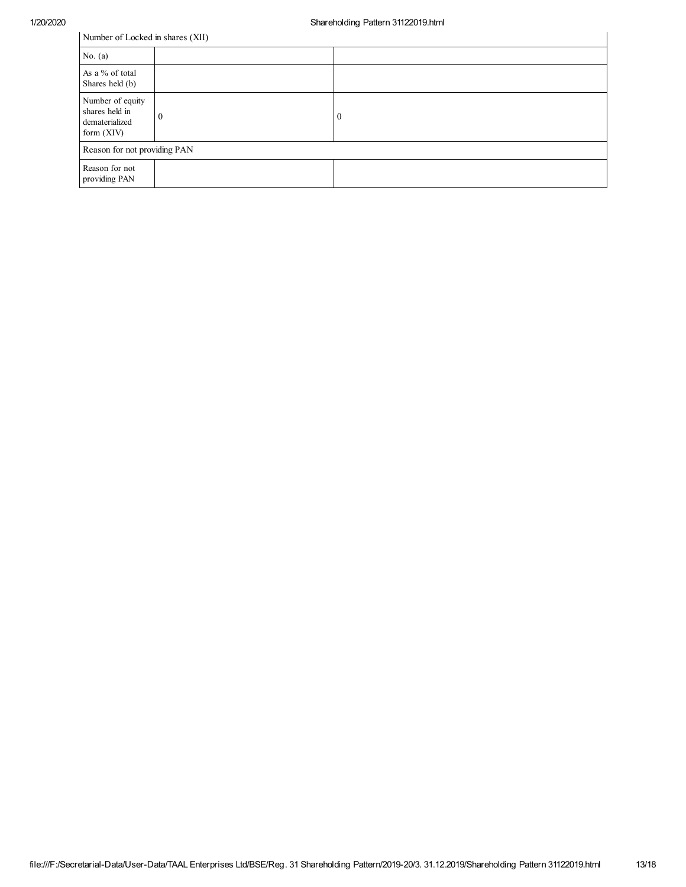| Number of Locked in shares (XII) | | |
|---|---|---|
| No. (a) | | |
| As a % of total Shares held (b) | | |
| Number of equity shares held in dematerialized form (XIV) | 0 | 0 |
| Reason for not providing PAN | | |
| Reason for not providing PAN | | |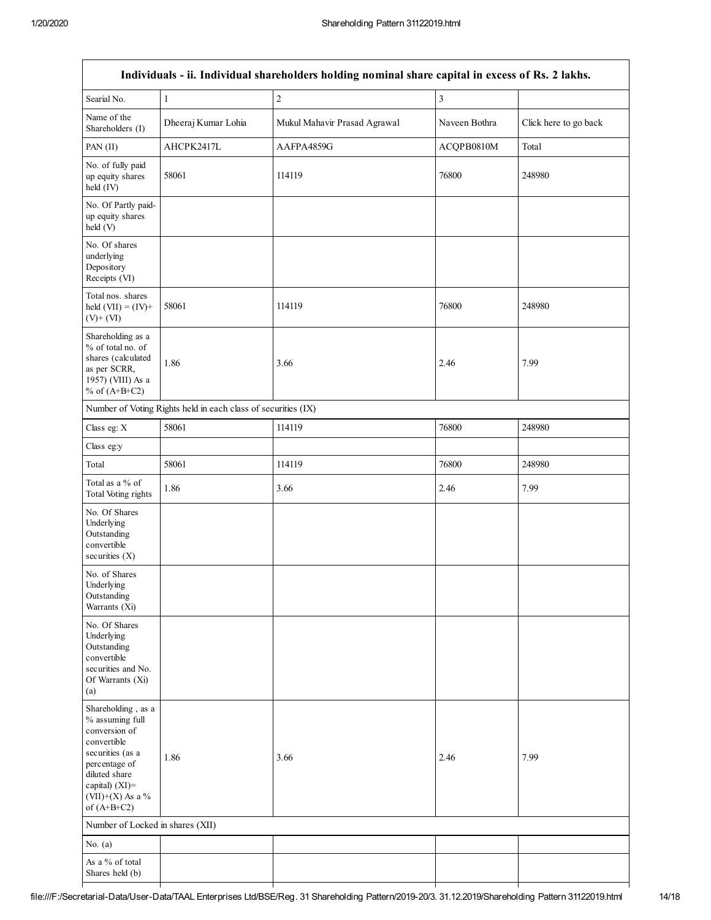| Individuals - ii. Individual shareholders holding nominal share capital in excess of Rs. 2 lakhs. | | | | |
|---|---|---|---|---|
| Searial No. | 1 | 2 | 3 | |
| Name of the Shareholders (I) | Dheeraj Kumar Lohia | Mukul Mahavir Prasad Agrawal | Naveen Bothra | Click here to go back |
| PAN (II) | AHCPK2417L | AAFPA4859G | ACQPB0810M | Total |
| No. of fully paid up equity shares held (IV) | 58061 | 114119 | 76800 | 248980 |
| No. Of Partly paid-up equity shares held (V) | | | | |
| No. Of shares underlying Depository Receipts (VI) | | | | |
| Total nos. shares held (VII) = (IV)+ (V)+ (VI) | 58061 | 114119 | 76800 | 248980 |
| Shareholding as a % of total no. of shares (calculated as per SCRR, 1957) (VIII) As a % of (A+B+C2) | 1.86 | 3.66 | 2.46 | 7.99 |
| Number of Voting Rights held in each class of securities (IX) | | | | |
| Class eg: X | 58061 | 114119 | 76800 | 248980 |
| Class eg:y | | | | |
| Total | 58061 | 114119 | 76800 | 248980 |
| Total as a % of Total Voting rights | 1.86 | 3.66 | 2.46 | 7.99 |
| No. Of Shares Underlying Outstanding convertible securities (X) | | | | |
| No. of Shares Underlying Outstanding Warrants (Xi) | | | | |
| No. Of Shares Underlying Outstanding convertible securities and No. Of Warrants (Xi) (a) | | | | |
| Shareholding , as a % assuming full conversion of convertible securities (as a percentage of diluted share capital) (XI)= (VII)+(X) As a % of (A+B+C2) | 1.86 | 3.66 | 2.46 | 7.99 |
| Number of Locked in shares (XII) | | | | |
| No. (a) | | | | |
| As a % of total Shares held (b) | | | | |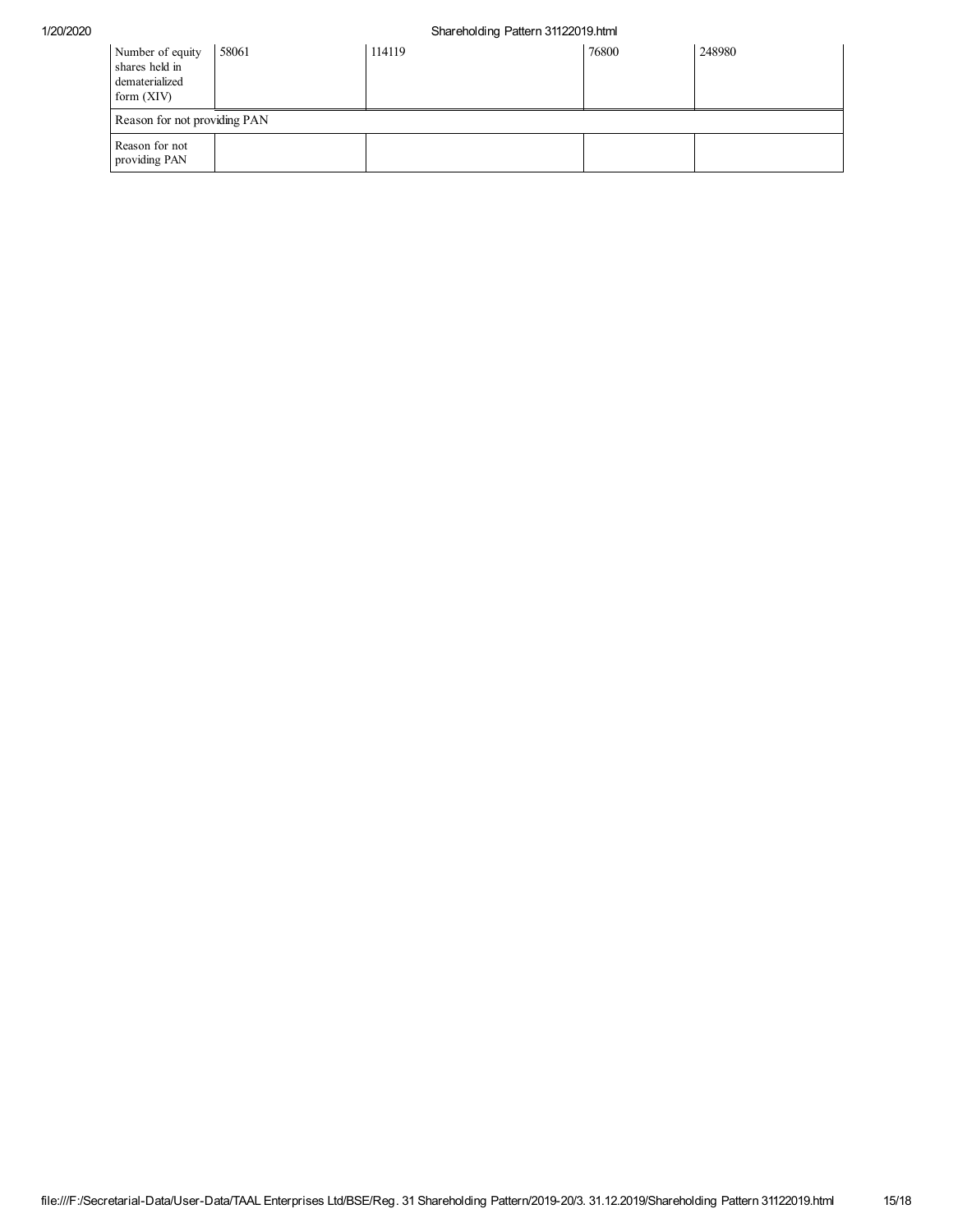| Number of equity shares held in dematerialized form (XIV) | 58061 | 114119 | 76800 | 248980 |
|---|---|---|---|---|
| Reason for not providing PAN | | | | |
| Reason for not providing PAN | | | | |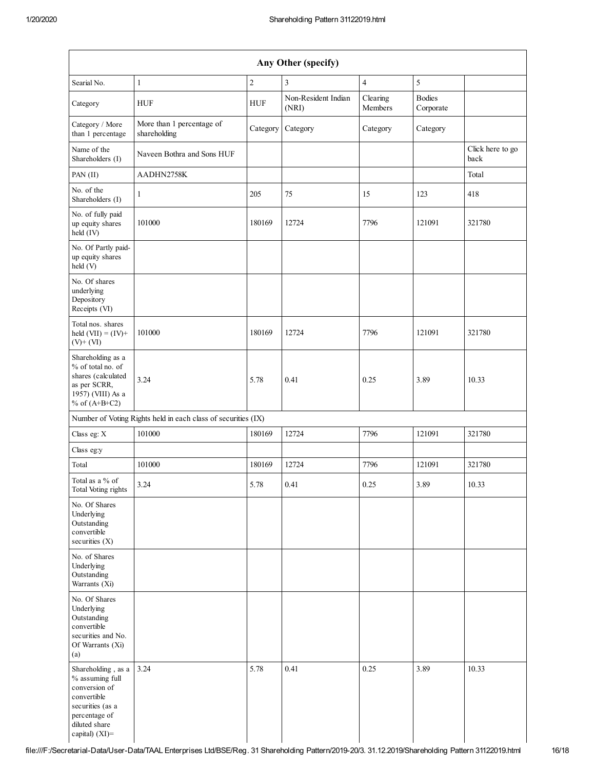| Any Other (specify) | | | | | | |
|---|---|---|---|---|---|---|
| Searial No. | 1 | 2 | 3 | 4 | 5 | |
| Category | HUF | HUF | Non-Resident Indian (NRI) | Clearing Members | Bodies Corporate | |
| Category / More than 1 percentage | More than 1 percentage of shareholding | Category | Category | Category | Category | |
| Name of the Shareholders (I) | Naveen Bothra and Sons HUF | | | | | Click here to go back |
| PAN (II) | AADHN2758K | | | | | Total |
| No. of the Shareholders (I) | 1 | 205 | 75 | 15 | 123 | 418 |
| No. of fully paid up equity shares held (IV) | 101000 | 180169 | 12724 | 7796 | 121091 | 321780 |
| No. Of Partly paid-up equity shares held (V) | | | | | | |
| No. Of shares underlying Depository Receipts (VI) | | | | | | |
| Total nos. shares held (VII) = (IV)+ (V)+ (VI) | 101000 | 180169 | 12724 | 7796 | 121091 | 321780 |
| Shareholding as a % of total no. of shares (calculated as per SCRR, 1957) (VIII) As a % of (A+B+C2) | 3.24 | 5.78 | 0.41 | 0.25 | 3.89 | 10.33 |
| Number of Voting Rights held in each class of securities (IX) | | | | | | |
| Class eg: X | 101000 | 180169 | 12724 | 7796 | 121091 | 321780 |
| Class eg:y | | | | | | |
| Total | 101000 | 180169 | 12724 | 7796 | 121091 | 321780 |
| Total as a % of Total Voting rights | 3.24 | 5.78 | 0.41 | 0.25 | 3.89 | 10.33 |
| No. Of Shares Underlying Outstanding convertible securities (X) | | | | | | |
| No. of Shares Underlying Outstanding Warrants (Xi) | | | | | | |
| No. Of Shares Underlying Outstanding convertible securities and No. Of Warrants (Xi) (a) | | | | | | |
| Shareholding , as a % assuming full conversion of convertible securities (as a percentage of diluted share capital) (XI)= | 3.24 | 5.78 | 0.41 | 0.25 | 3.89 | 10.33 |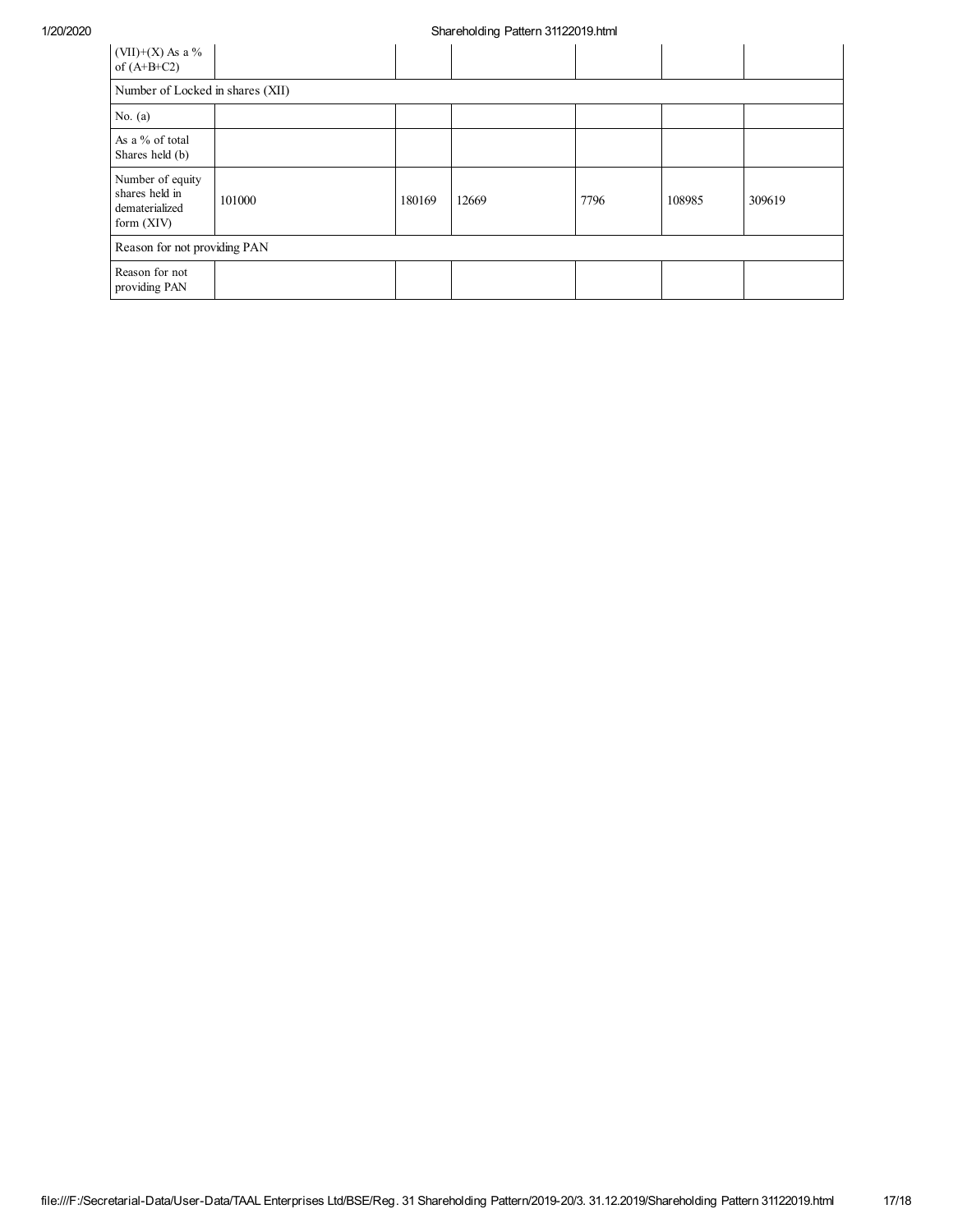| (VII)+(X) As a % of (A+B+C2) | | | | | | |
|---|---|---|---|---|---|---|
| Number of Locked in shares (XII) | | | | | | |
| No. (a) | | | | | | |
| As a % of total Shares held (b) | | | | | | |
| Number of equity shares held in dematerialized form (XIV) | 101000 | 180169 | 12669 | 7796 | 108985 | 309619 |
| Reason for not providing PAN | | | | | | |
| Reason for not providing PAN | | | | | | |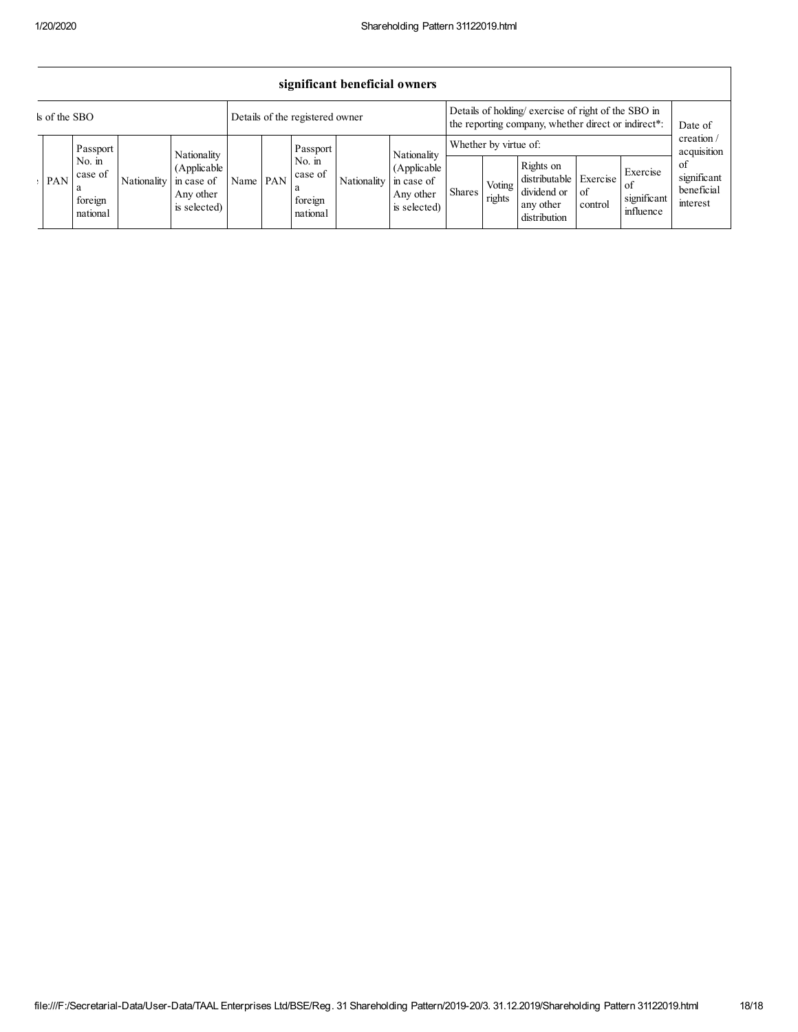| significant beneficial owners | | | | | | | | | | | | | | | | |
|---|---|---|---|---|---|---|---|---|---|---|---|---|---|---|---|---|
| ls of the SBO | | | | | Details of the registered owner | | | | | Details of holding/ exercise of right of the SBO in the reporting company, whether direct or indirect*: | | | | | Date of creation / acquisition of significant beneficial interest |
| | | | | | | | | | | Whether by virtue of: | | | | | |
| : | PAN | Passport No. in case of a foreign national | Nationality | Nationality (Applicable in case of Any other is selected) | Name | PAN | Passport No. in case of a foreign national | Nationality | Nationality (Applicable in case of Any other is selected) | Shares | Voting rights | Rights on distributable dividend or any other distribution | Exercise of control | Exercise of significant influence | |